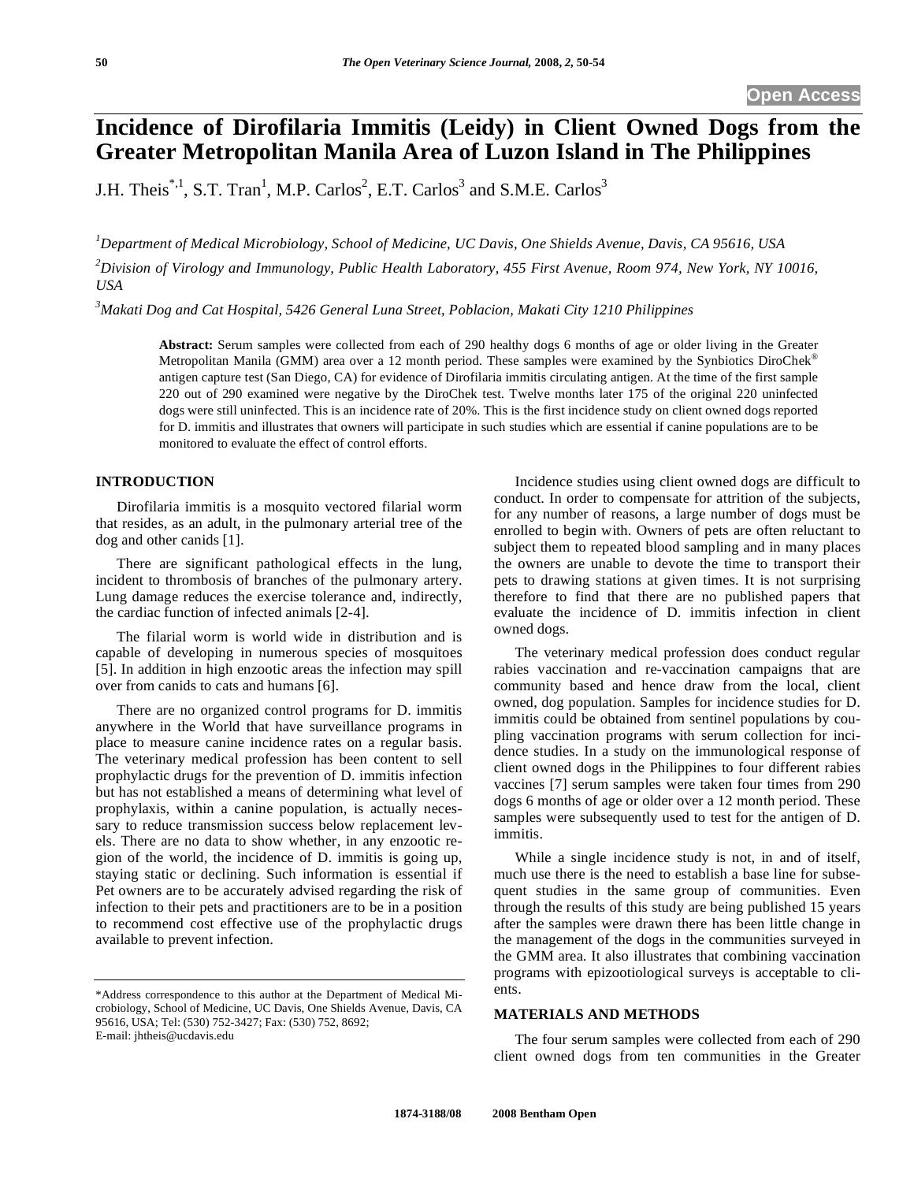# Incidence of Dirofilaria Immitis (Leidy) in Client Owned Dogs from the Greater Metropolitan Manila Area of Luzon Island in The Philippines

J.H. Theis[*,1], S.T. Tran[1], M.P. Carlos[2], E.T. Carlos[3] and S.M.E. Carlos[3]

[1]*Department of Medical Microbiology, School of Medicine, UC Davis, One Shields Avenue, Davis, CA 95616, USA*

[2]*Division of Virology and Immunology, Public Health Laboratory, 455 First Avenue, Room 974, New York, NY 10016, USA*

[3]*Makati Dog and Cat Hospital, 5426 General Luna Street, Poblacion, Makati City 1210 Philippines*

**Abstract:** Serum samples were collected from each of 290 healthy dogs 6 months of age or older living in the Greater Metropolitan Manila (GMM) area over a 12 month period. These samples were examined by the Synbiotics DiroChek® antigen capture test (San Diego, CA) for evidence of Dirofilaria immitis circulating antigen. At the time of the first sample 220 out of 290 examined were negative by the DiroChek test. Twelve months later 175 of the original 220 uninfected dogs were still uninfected. This is an incidence rate of 20%. This is the first incidence study on client owned dogs reported for D. immitis and illustrates that owners will participate in such studies which are essential if canine populations are to be monitored to evaluate the effect of control efforts.

## INTRODUCTION

Dirofilaria immitis is a mosquito vectored filarial worm that resides, as an adult, in the pulmonary arterial tree of the dog and other canids [1].

There are significant pathological effects in the lung, incident to thrombosis of branches of the pulmonary artery. Lung damage reduces the exercise tolerance and, indirectly, the cardiac function of infected animals [2-4].

The filarial worm is world wide in distribution and is capable of developing in numerous species of mosquitoes [5]. In addition in high enzootic areas the infection may spill over from canids to cats and humans [6].

There are no organized control programs for D. immitis anywhere in the World that have surveillance programs in place to measure canine incidence rates on a regular basis. The veterinary medical profession has been content to sell prophylactic drugs for the prevention of D. immitis infection but has not established a means of determining what level of prophylaxis, within a canine population, is actually necessary to reduce transmission success below replacement levels. There are no data to show whether, in any enzootic region of the world, the incidence of D. immitis is going up, staying static or declining. Such information is essential if Pet owners are to be accurately advised regarding the risk of infection to their pets and practitioners are to be in a position to recommend cost effective use of the prophylactic drugs available to prevent infection.

Incidence studies using client owned dogs are difficult to conduct. In order to compensate for attrition of the subjects, for any number of reasons, a large number of dogs must be enrolled to begin with. Owners of pets are often reluctant to subject them to repeated blood sampling and in many places the owners are unable to devote the time to transport their pets to drawing stations at given times. It is not surprising therefore to find that there are no published papers that evaluate the incidence of D. immitis infection in client owned dogs.

The veterinary medical profession does conduct regular rabies vaccination and re-vaccination campaigns that are community based and hence draw from the local, client owned, dog population. Samples for incidence studies for D. immitis could be obtained from sentinel populations by coupling vaccination programs with serum collection for incidence studies. In a study on the immunological response of client owned dogs in the Philippines to four different rabies vaccines [7] serum samples were taken four times from 290 dogs 6 months of age or older over a 12 month period. These samples were subsequently used to test for the antigen of D. immitis.

While a single incidence study is not, in and of itself, much use there is the need to establish a base line for subsequent studies in the same group of communities. Even through the results of this study are being published 15 years after the samples were drawn there has been little change in the management of the dogs in the communities surveyed in the GMM area. It also illustrates that combining vaccination programs with epizootiological surveys is acceptable to clients.

## MATERIALS AND METHODS

The four serum samples were collected from each of 290 client owned dogs from ten communities in the Greater

*Address correspondence to this author at the Department of Medical Microbiology, School of Medicine, UC Davis, One Shields Avenue, Davis, CA 95616, USA; Tel: (530) 752-3427; Fax: (530) 752, 8692; E-mail: jhtheis@ucdavis.edu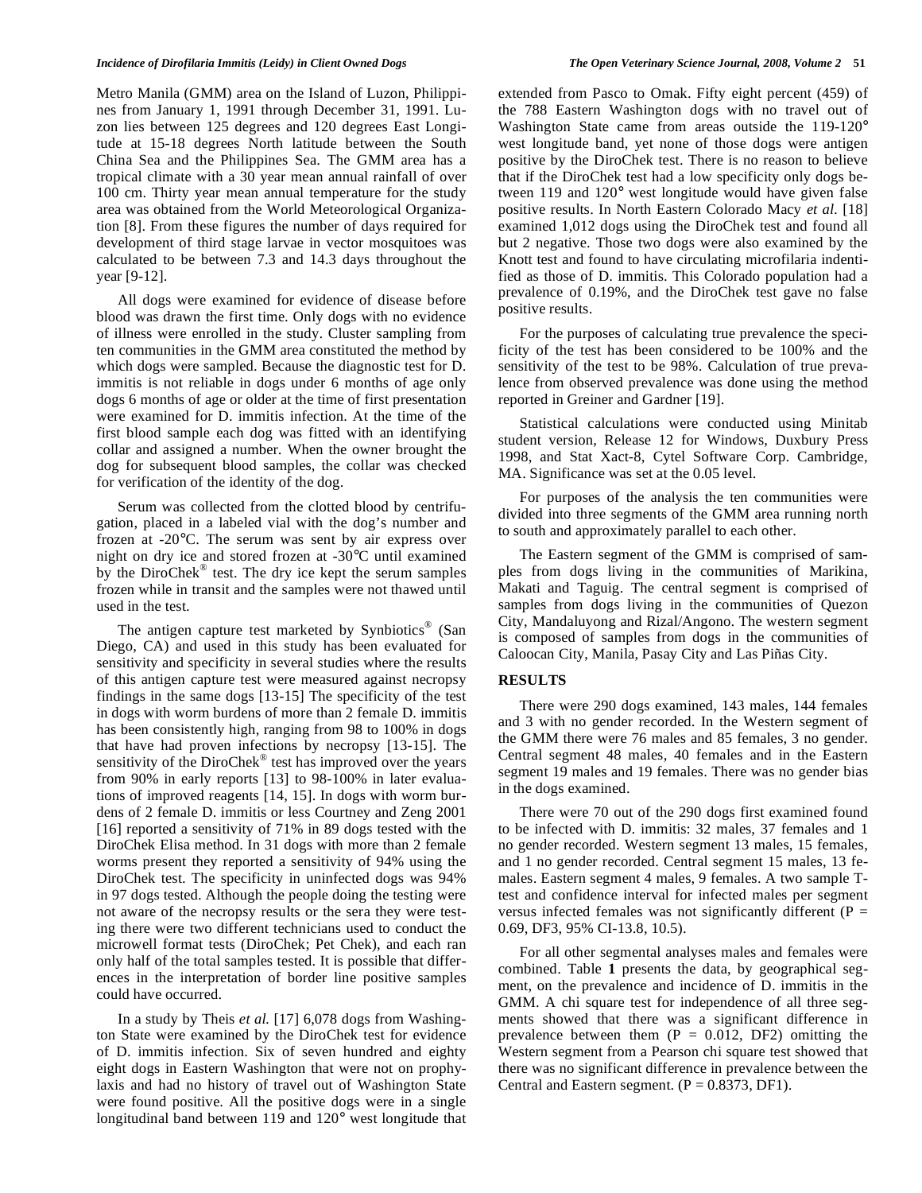Metro Manila (GMM) area on the Island of Luzon, Philippines from January 1, 1991 through December 31, 1991. Luzon lies between 125 degrees and 120 degrees East Longitude at 15-18 degrees North latitude between the South China Sea and the Philippines Sea. The GMM area has a tropical climate with a 30 year mean annual rainfall of over 100 cm. Thirty year mean annual temperature for the study area was obtained from the World Meteorological Organization [8]. From these figures the number of days required for development of third stage larvae in vector mosquitoes was calculated to be between 7.3 and 14.3 days throughout the year [9-12].

All dogs were examined for evidence of disease before blood was drawn the first time. Only dogs with no evidence of illness were enrolled in the study. Cluster sampling from ten communities in the GMM area constituted the method by which dogs were sampled. Because the diagnostic test for D. immitis is not reliable in dogs under 6 months of age only dogs 6 months of age or older at the time of first presentation were examined for D. immitis infection. At the time of the first blood sample each dog was fitted with an identifying collar and assigned a number. When the owner brought the dog for subsequent blood samples, the collar was checked for verification of the identity of the dog.

Serum was collected from the clotted blood by centrifugation, placed in a labeled vial with the dog's number and frozen at -20°C. The serum was sent by air express over night on dry ice and stored frozen at -30°C until examined by the DiroChek® test. The dry ice kept the serum samples frozen while in transit and the samples were not thawed until used in the test.

The antigen capture test marketed by Synbiotics® (San Diego, CA) and used in this study has been evaluated for sensitivity and specificity in several studies where the results of this antigen capture test were measured against necropsy findings in the same dogs [13-15] The specificity of the test in dogs with worm burdens of more than 2 female D. immitis has been consistently high, ranging from 98 to 100% in dogs that have had proven infections by necropsy [13-15]. The sensitivity of the DiroChek® test has improved over the years from 90% in early reports [13] to 98-100% in later evaluations of improved reagents [14, 15]. In dogs with worm burdens of 2 female D. immitis or less Courtney and Zeng 2001 [16] reported a sensitivity of 71% in 89 dogs tested with the DiroChek Elisa method. In 31 dogs with more than 2 female worms present they reported a sensitivity of 94% using the DiroChek test. The specificity in uninfected dogs was 94% in 97 dogs tested. Although the people doing the testing were not aware of the necropsy results or the sera they were testing there were two different technicians used to conduct the microwell format tests (DiroChek; Pet Chek), and each ran only half of the total samples tested. It is possible that differences in the interpretation of border line positive samples could have occurred.

In a study by Theis *et al.* [17] 6,078 dogs from Washington State were examined by the DiroChek test for evidence of D. immitis infection. Six of seven hundred and eighty eight dogs in Eastern Washington that were not on prophylaxis and had no history of travel out of Washington State were found positive. All the positive dogs were in a single longitudinal band between 119 and 120° west longitude that extended from Pasco to Omak. Fifty eight percent (459) of the 788 Eastern Washington dogs with no travel out of Washington State came from areas outside the 119-120° west longitude band, yet none of those dogs were antigen positive by the DiroChek test. There is no reason to believe that if the DiroChek test had a low specificity only dogs between 119 and 120° west longitude would have given false positive results. In North Eastern Colorado Macy *et al.* [18] examined 1,012 dogs using the DiroChek test and found all but 2 negative. Those two dogs were also examined by the Knott test and found to have circulating microfilaria indentified as those of D. immitis. This Colorado population had a prevalence of 0.19%, and the DiroChek test gave no false positive results.

For the purposes of calculating true prevalence the specificity of the test has been considered to be 100% and the sensitivity of the test to be 98%. Calculation of true prevalence from observed prevalence was done using the method reported in Greiner and Gardner [19].

Statistical calculations were conducted using Minitab student version, Release 12 for Windows, Duxbury Press 1998, and Stat Xact-8, Cytel Software Corp. Cambridge, MA. Significance was set at the 0.05 level.

For purposes of the analysis the ten communities were divided into three segments of the GMM area running north to south and approximately parallel to each other.

The Eastern segment of the GMM is comprised of samples from dogs living in the communities of Marikina, Makati and Taguig. The central segment is comprised of samples from dogs living in the communities of Quezon City, Mandaluyong and Rizal/Angono. The western segment is composed of samples from dogs in the communities of Caloocan City, Manila, Pasay City and Las Piñas City.

## RESULTS

There were 290 dogs examined, 143 males, 144 females and 3 with no gender recorded. In the Western segment of the GMM there were 76 males and 85 females, 3 no gender. Central segment 48 males, 40 females and in the Eastern segment 19 males and 19 females. There was no gender bias in the dogs examined.

There were 70 out of the 290 dogs first examined found to be infected with D. immitis: 32 males, 37 females and 1 no gender recorded. Western segment 13 males, 15 females, and 1 no gender recorded. Central segment 15 males, 13 females. Eastern segment 4 males, 9 females. A two sample T-test and confidence interval for infected males per segment versus infected females was not significantly different (P = 0.69, DF3, 95% CI-13.8, 10.5).

For all other segmental analyses males and females were combined. Table **1** presents the data, by geographical segment, on the prevalence and incidence of D. immitis in the GMM. A chi square test for independence of all three segments showed that there was a significant difference in prevalence between them (P = 0.012, DF2) omitting the Western segment from a Pearson chi square test showed that there was no significant difference in prevalence between the Central and Eastern segment. (P = 0.8373, DF1).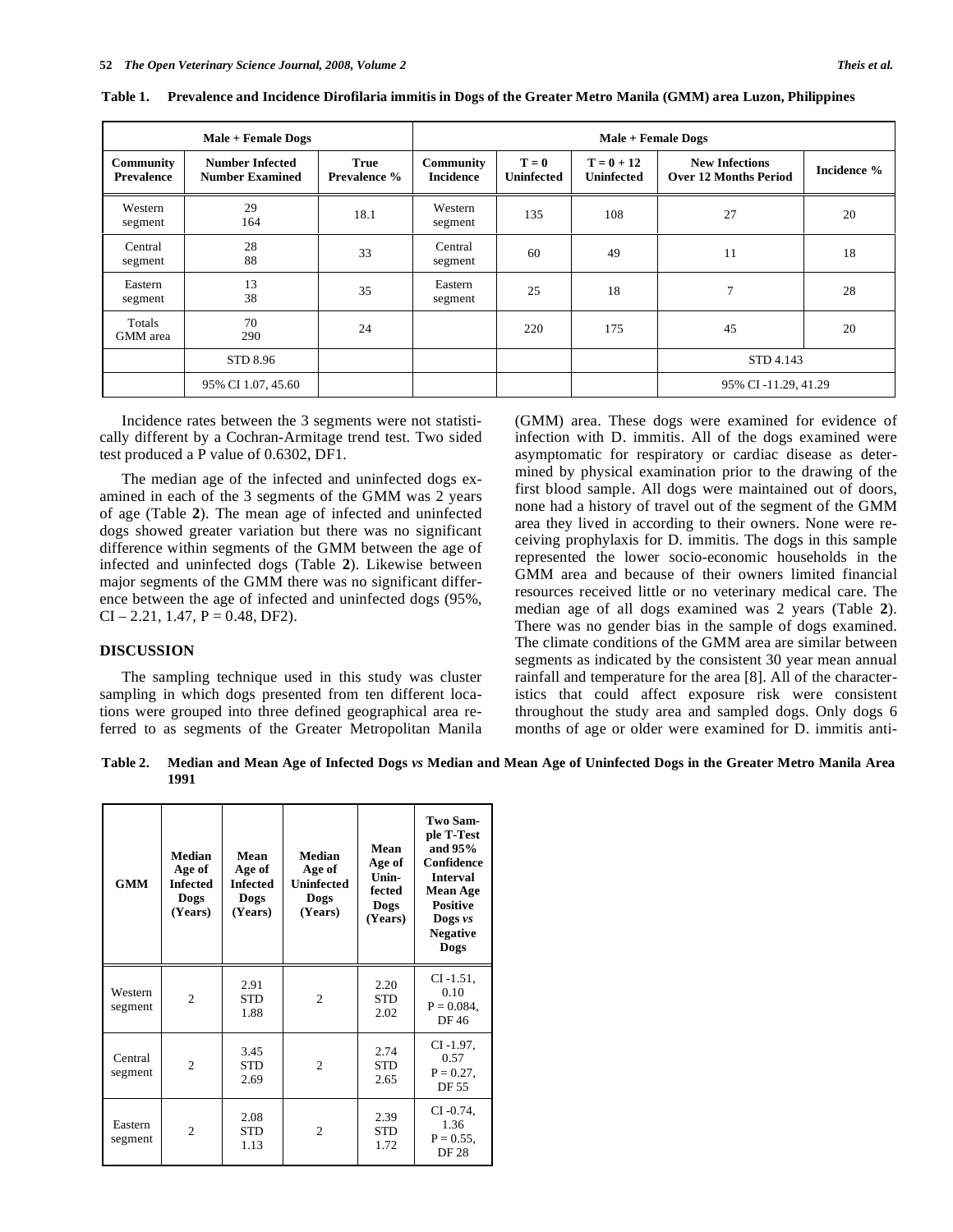**Table 1. Prevalence and Incidence Dirofilaria immitis in Dogs of the Greater Metro Manila (GMM) area Luzon, Philippines**

| Male + Female Dogs | | | Male + Female Dogs | | | | |
|---|---|---|---|---|---|---|---|
| **Community Prevalence** | **Number Infected Number Examined** | **True Prevalence %** | **Community Incidence** | **T = 0 Uninfected** | **T = 0 + 12 Uninfected** | **New Infections Over 12 Months Period** | **Incidence %** |
| Western segment | 29 164 | 18.1 | Western segment | 135 | 108 | 27 | 20 |
| Central segment | 28 88 | 33 | Central segment | 60 | 49 | 11 | 18 |
| Eastern segment | 13 38 | 35 | Eastern segment | 25 | 18 | 7 | 28 |
| Totals GMM area | 70 290 | 24 | | 220 | 175 | 45 | 20 |
| | STD 8.96 | | | | | STD 4.143 | |
| | 95% CI 1.07, 45.60 | | | | | 95% CI -11.29, 41.29 | |

Incidence rates between the 3 segments were not statistically different by a Cochran-Armitage trend test. Two sided test produced a P value of 0.6302, DF1.

The median age of the infected and uninfected dogs examined in each of the 3 segments of the GMM was 2 years of age (Table **2**). The mean age of infected and uninfected dogs showed greater variation but there was no significant difference within segments of the GMM between the age of infected and uninfected dogs (Table **2**). Likewise between major segments of the GMM there was no significant difference between the age of infected and uninfected dogs (95%, CI – 2.21, 1.47, P = 0.48, DF2).

## DISCUSSION

The sampling technique used in this study was cluster sampling in which dogs presented from ten different locations were grouped into three defined geographical area referred to as segments of the Greater Metropolitan Manila (GMM) area. These dogs were examined for evidence of infection with D. immitis. All of the dogs examined were asymptomatic for respiratory or cardiac disease as determined by physical examination prior to the drawing of the first blood sample. All dogs were maintained out of doors, none had a history of travel out of the segment of the GMM area they lived in according to their owners. None were receiving prophylaxis for D. immitis. The dogs in this sample represented the lower socio-economic households in the GMM area and because of their owners limited financial resources received little or no veterinary medical care. The median age of all dogs examined was 2 years (Table **2**). There was no gender bias in the sample of dogs examined. The climate conditions of the GMM area are similar between segments as indicated by the consistent 30 year mean annual rainfall and temperature for the area [8]. All of the characteristics that could affect exposure risk were consistent throughout the study area and sampled dogs. Only dogs 6 months of age or older were examined for D. immitis anti-

**Table 2. Median and Mean Age of Infected Dogs *vs* Median and Mean Age of Uninfected Dogs in the Greater Metro Manila Area 1991**

| GMM | Median Age of Infected Dogs (Years) | Mean Age of Infected Dogs (Years) | Median Age of Uninfected Dogs (Years) | Mean Age of Uninfected Dogs (Years) | Two Sample T-Test and 95% Confidence Interval Mean Age Positive Dogs *vs* Negative Dogs |
|---|---|---|---|---|---|
| Western segment | 2 | 2.91 STD 1.88 | 2 | 2.20 STD 2.02 | CI -1.51, 0.10 P = 0.084, DF 46 |
| Central segment | 2 | 3.45 STD 2.69 | 2 | 2.74 STD 2.65 | CI -1.97, 0.57 P = 0.27, DF 55 |
| Eastern segment | 2 | 2.08 STD 1.13 | 2 | 2.39 STD 1.72 | CI -0.74, 1.36 P = 0.55, DF 28 |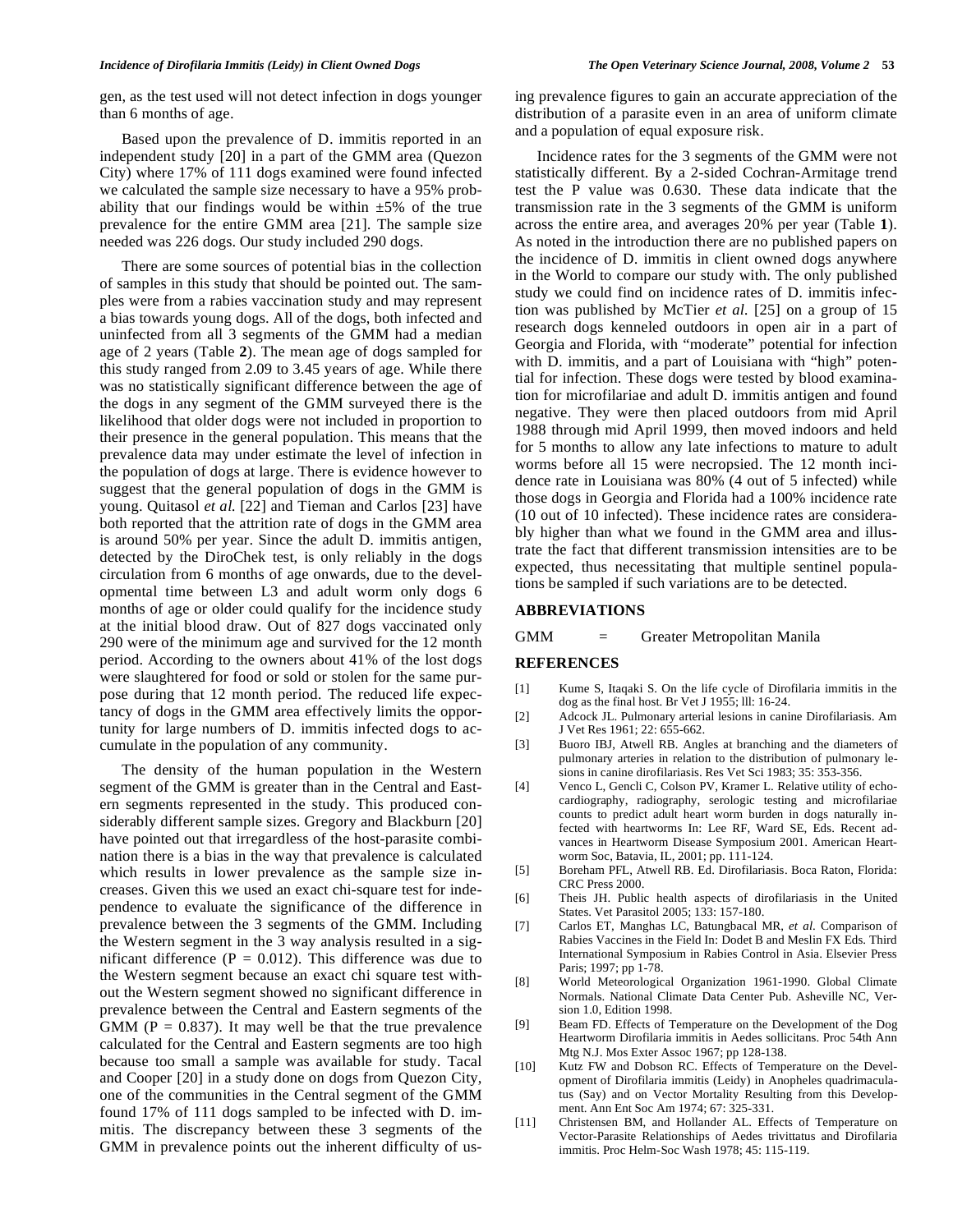gen, as the test used will not detect infection in dogs younger than 6 months of age.

Based upon the prevalence of D. immitis reported in an independent study [20] in a part of the GMM area (Quezon City) where 17% of 111 dogs examined were found infected we calculated the sample size necessary to have a 95% probability that our findings would be within ±5% of the true prevalence for the entire GMM area [21]. The sample size needed was 226 dogs. Our study included 290 dogs.

There are some sources of potential bias in the collection of samples in this study that should be pointed out. The samples were from a rabies vaccination study and may represent a bias towards young dogs. All of the dogs, both infected and uninfected from all 3 segments of the GMM had a median age of 2 years (Table **2**). The mean age of dogs sampled for this study ranged from 2.09 to 3.45 years of age. While there was no statistically significant difference between the age of the dogs in any segment of the GMM surveyed there is the likelihood that older dogs were not included in proportion to their presence in the general population. This means that the prevalence data may under estimate the level of infection in the population of dogs at large. There is evidence however to suggest that the general population of dogs in the GMM is young. Quitasol *et al.* [22] and Tieman and Carlos [23] have both reported that the attrition rate of dogs in the GMM area is around 50% per year. Since the adult D. immitis antigen, detected by the DiroChek test, is only reliably in the dogs circulation from 6 months of age onwards, due to the developmental time between L3 and adult worm only dogs 6 months of age or older could qualify for the incidence study at the initial blood draw. Out of 827 dogs vaccinated only 290 were of the minimum age and survived for the 12 month period. According to the owners about 41% of the lost dogs were slaughtered for food or sold or stolen for the same purpose during that 12 month period. The reduced life expectancy of dogs in the GMM area effectively limits the opportunity for large numbers of D. immitis infected dogs to accumulate in the population of any community.

The density of the human population in the Western segment of the GMM is greater than in the Central and Eastern segments represented in the study. This produced considerably different sample sizes. Gregory and Blackburn [20] have pointed out that irregardless of the host-parasite combination there is a bias in the way that prevalence is calculated which results in lower prevalence as the sample size increases. Given this we used an exact chi-square test for independence to evaluate the significance of the difference in prevalence between the 3 segments of the GMM. Including the Western segment in the 3 way analysis resulted in a significant difference ($P = 0.012$). This difference was due to the Western segment because an exact chi square test without the Western segment showed no significant difference in prevalence between the Central and Eastern segments of the GMM ($P = 0.837$). It may well be that the true prevalence calculated for the Central and Eastern segments are too high because too small a sample was available for study. Tacal and Cooper [20] in a study done on dogs from Quezon City, one of the communities in the Central segment of the GMM found 17% of 111 dogs sampled to be infected with D. immitis. The discrepancy between these 3 segments of the GMM in prevalence points out the inherent difficulty of using prevalence figures to gain an accurate appreciation of the distribution of a parasite even in an area of uniform climate and a population of equal exposure risk.

Incidence rates for the 3 segments of the GMM were not statistically different. By a 2-sided Cochran-Armitage trend test the P value was 0.630. These data indicate that the transmission rate in the 3 segments of the GMM is uniform across the entire area, and averages 20% per year (Table **1**). As noted in the introduction there are no published papers on the incidence of D. immitis in client owned dogs anywhere in the World to compare our study with. The only published study we could find on incidence rates of D. immitis infection was published by McTier *et al.* [25] on a group of 15 research dogs kenneled outdoors in open air in a part of Georgia and Florida, with "moderate" potential for infection with D. immitis, and a part of Louisiana with "high" potential for infection. These dogs were tested by blood examination for microfilariae and adult D. immitis antigen and found negative. They were then placed outdoors from mid April 1988 through mid April 1999, then moved indoors and held for 5 months to allow any late infections to mature to adult worms before all 15 were necropsied. The 12 month incidence rate in Louisiana was 80% (4 out of 5 infected) while those dogs in Georgia and Florida had a 100% incidence rate (10 out of 10 infected). These incidence rates are considerably higher than what we found in the GMM area and illustrate the fact that different transmission intensities are to be expected, thus necessitating that multiple sentinel populations be sampled if such variations are to be detected.

## ABBREVIATIONS

GMM = Greater Metropolitan Manila

## REFERENCES

[1] Kume S, Itaqaki S. On the life cycle of Dirofilaria immitis in the dog as the final host. Br Vet J 1955; lll: 16-24.

[2] Adcock JL. Pulmonary arterial lesions in canine Dirofilariasis. Am J Vet Res 1961; 22: 655-662.

[3] Buoro IBJ, Atwell RB. Angles at branching and the diameters of pulmonary arteries in relation to the distribution of pulmonary lesions in canine dirofilariasis. Res Vet Sci 1983; 35: 353-356.

[4] Venco L, Gencli C, Colson PV, Kramer L. Relative utility of echocardiography, radiography, serologic testing and microfilariae counts to predict adult heart worm burden in dogs naturally infected with heartworms In: Lee RF, Ward SE, Eds. Recent advances in Heartworm Disease Symposium 2001. American Heartworm Soc, Batavia, IL, 2001; pp. 111-124.

[5] Boreham PFL, Atwell RB. Ed. Dirofilariasis. Boca Raton, Florida: CRC Press 2000.

[6] Theis JH. Public health aspects of dirofilariasis in the United States. Vet Parasitol 2005; 133: 157-180.

[7] Carlos ET, Manghas LC, Batungbacal MR, *et al.* Comparison of Rabies Vaccines in the Field In: Dodet B and Meslin FX Eds. Third International Symposium in Rabies Control in Asia. Elsevier Press Paris; 1997; pp 1-78.

[8] World Meteorological Organization 1961-1990. Global Climate Normals. National Climate Data Center Pub. Asheville NC, Version 1.0, Edition 1998.

[9] Beam FD. Effects of Temperature on the Development of the Dog Heartworm Dirofilaria immitis in Aedes sollicitans. Proc 54th Ann Mtg N.J. Mos Exter Assoc 1967; pp 128-138.

[10] Kutz FW and Dobson RC. Effects of Temperature on the Development of Dirofilaria immitis (Leidy) in Anopheles quadrimaculatus (Say) and on Vector Mortality Resulting from this Development. Ann Ent Soc Am 1974; 67: 325-331.

[11] Christensen BM, and Hollander AL. Effects of Temperature on Vector-Parasite Relationships of Aedes trivittatus and Dirofilaria immitis. Proc Helm-Soc Wash 1978; 45: 115-119.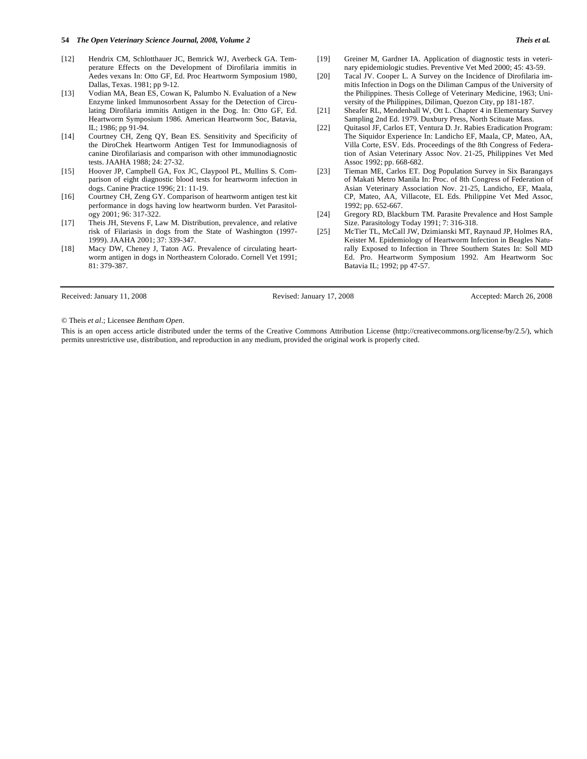[12] Hendrix CM, Schlotthauer JC, Bemrick WJ, Averbeck GA. Temperature Effects on the Development of Dirofilaria immitis in Aedes vexans In: Otto GF, Ed. Proc Heartworm Symposium 1980, Dallas, Texas. 1981; pp 9-12.

[13] Vodian MA, Bean ES, Cowan K, Palumbo N. Evaluation of a New Enzyme linked Immunosorbent Assay for the Detection of Circulating Dirofilaria immitis Antigen in the Dog. In: Otto GF, Ed. Heartworm Symposium 1986. American Heartworm Soc, Batavia, IL; 1986; pp 91-94.

[14] Courtney CH, Zeng QY, Bean ES. Sensitivity and Specificity of the DiroChek Heartworm Antigen Test for Immunodiagnosis of canine Dirofilariasis and comparison with other immunodiagnostic tests. JAAHA 1988; 24: 27-32.

[15] Hoover JP, Campbell GA, Fox JC, Claypool PL, Mullins S. Comparison of eight diagnostic blood tests for heartworm infection in dogs. Canine Practice 1996; 21: 11-19.

[16] Courtney CH, Zeng GY. Comparison of heartworm antigen test kit performance in dogs having low heartworm burden. Vet Parasitology 2001; 96: 317-322.

[17] Theis JH, Stevens F, Law M. Distribution, prevalence, and relative risk of Filariasis in dogs from the State of Washington (1997-1999). JAAHA 2001; 37: 339-347.

[18] Macy DW, Cheney J, Taton AG. Prevalence of circulating heartworm antigen in dogs in Northeastern Colorado. Cornell Vet 1991; 81: 379-387.

[19] Greiner M, Gardner IA. Application of diagnostic tests in veterinary epidemiologic studies. Preventive Vet Med 2000; 45: 43-59.

[20] Tacal JV. Cooper L. A Survey on the Incidence of Dirofilaria immitis Infection in Dogs on the Diliman Campus of the University of the Philippines. Thesis College of Veterinary Medicine, 1963; University of the Philippines, Diliman, Quezon City, pp 181-187.

[21] Sheafer RL, Mendenhall W, Ott L. Chapter 4 in Elementary Survey Sampling 2nd Ed. 1979. Duxbury Press, North Scituate Mass.

[22] Quitasol JF, Carlos ET, Ventura D. Jr. Rabies Eradication Program: The Siquidor Experience In: Landicho EF, Maala, CP, Mateo, AA, Villa Corte, ESV. Eds. Proceedings of the 8th Congress of Federation of Asian Veterinary Assoc Nov. 21-25, Philippines Vet Med Assoc 1992; pp. 668-682.

[23] Tieman ME, Carlos ET. Dog Population Survey in Six Barangays of Makati Metro Manila In: Proc. of 8th Congress of Federation of Asian Veterinary Association Nov. 21-25, Landicho, EF, Maala, CP, Mateo, AA, Villacote, EL Eds. Philippine Vet Med Assoc, 1992; pp. 652-667.

[24] Gregory RD, Blackburn TM. Parasite Prevalence and Host Sample Size. Parasitology Today 1991; 7: 316-318.

[25] McTier TL, McCall JW, Dzimianski MT, Raynaud JP, Holmes RA, Keister M. Epidemiology of Heartworm Infection in Beagles Naturally Exposed to Infection in Three Southern States In: Soll MD Ed. Pro. Heartworm Symposium 1992. Am Heartworm Soc Batavia IL; 1992; pp 47-57.

---

Received: January 11, 2008 Revised: January 17, 2008 Accepted: March 26, 2008

© Theis *et al*.; Licensee *Bentham Open*.

This is an open access article distributed under the terms of the Creative Commons Attribution License (http://creativecommons.org/license/by/2.5/), which permits unrestrictive use, distribution, and reproduction in any medium, provided the original work is properly cited.